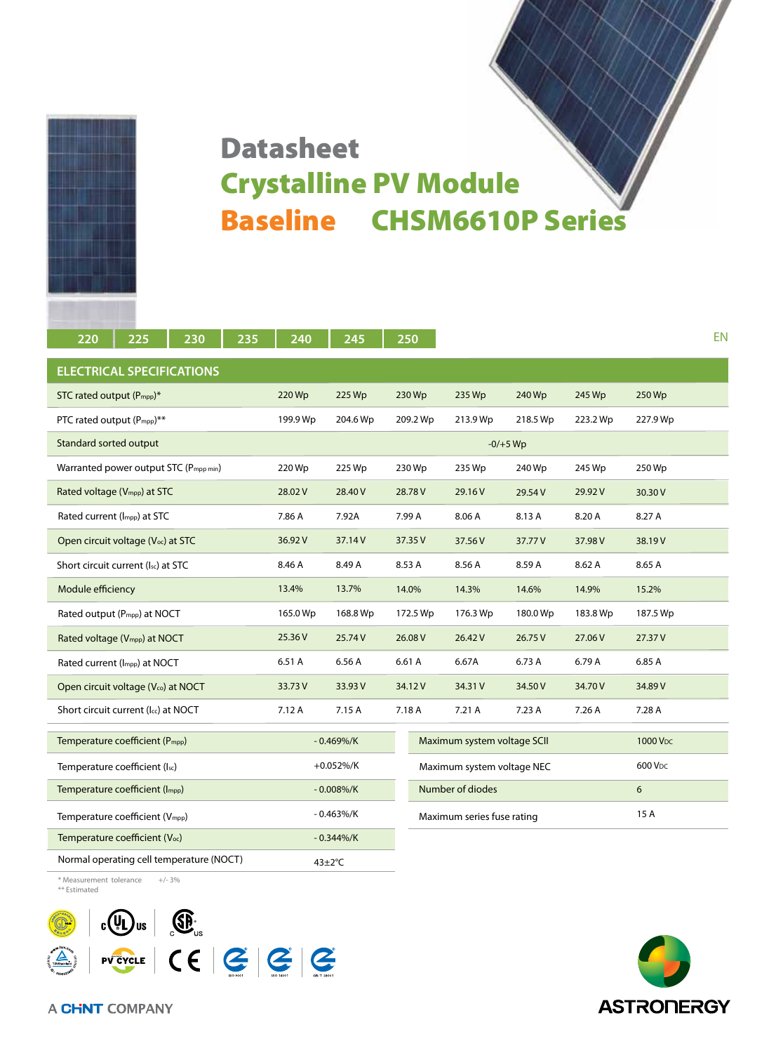# Datasheet

## Crystalline PV Module

## Baseline CHSM6610P Series

220 | 225 | 230 | 235 | 240 | 245 | 250

EN

## ELECTRICAL SPECIFICATIONS

| | | | | | | | |
|---|---|---|---|---|---|---|---|
| STC rated output ($P_{mpp}$)* | 220 Wp | 225 Wp | 230 Wp | 235 Wp | 240 Wp | 245 Wp | 250 Wp |
| PTC rated output ($P_{mpp}$)** | 199.9 Wp | 204.6 Wp | 209.2 Wp | 213.9 Wp | 218.5 Wp | 223.2 Wp | 227.9 Wp |
| Standard sorted output | -0/+5 Wp | | | | | | |
| Warranted power output STC ($P_{mpp\ min}$) | 220 Wp | 225 Wp | 230 Wp | 235 Wp | 240 Wp | 245 Wp | 250 Wp |
| Rated voltage ($V_{mpp}$) at STC | 28.02 V | 28.40 V | 28.78 V | 29.16 V | 29.54 V | 29.92 V | 30.30 V |
| Rated current ($I_{mpp}$) at STC | 7.86 A | 7.92A | 7.99 A | 8.06 A | 8.13 A | 8.20 A | 8.27 A |
| Open circuit voltage ($V_{oc}$) at STC | 36.92 V | 37.14 V | 37.35 V | 37.56 V | 37.77 V | 37.98 V | 38.19 V |
| Short circuit current ($I_{sc}$) at STC | 8.46 A | 8.49 A | 8.53 A | 8.56 A | 8.59 A | 8.62 A | 8.65 A |
| Module efficiency | 13.4% | 13.7% | 14.0% | 14.3% | 14.6% | 14.9% | 15.2% |
| Rated output ($P_{mpp}$) at NOCT | 165.0 Wp | 168.8 Wp | 172.5 Wp | 176.3 Wp | 180.0 Wp | 183.8 Wp | 187.5 Wp |
| Rated voltage ($V_{mpp}$) at NOCT | 25.36 V | 25.74 V | 26.08 V | 26.42 V | 26.75 V | 27.06 V | 27.37 V |
| Rated current ($I_{mpp}$) at NOCT | 6.51 A | 6.56 A | 6.61 A | 6.67A | 6.73 A | 6.79 A | 6.85 A |
| Open circuit voltage ($V_{oc}$) at NOCT | 33.73 V | 33.93 V | 34.12 V | 34.31 V | 34.50 V | 34.70 V | 34.89 V |
| Short circuit current ($I_{sc}$) at NOCT | 7.12 A | 7.15 A | 7.18 A | 7.21 A | 7.23 A | 7.26 A | 7.28 A |

| | |
|---|---|
| Temperature coefficient ($P_{mpp}$) | - 0.469%/K |
| Temperature coefficient ($I_{sc}$) | +0.052%/K |
| Temperature coefficient ($I_{mpp}$) | - 0.008%/K |
| Temperature coefficient ($V_{mpp}$) | - 0.463%/K |
| Temperature coefficient ($V_{oc}$) | - 0.344%/K |
| Normal operating cell temperature (NOCT) | 43±2°C |

| | |
|---|---|
| Maximum system voltage SCII | 1000 $V_{DC}$ |
| Maximum system voltage NEC | 600 $V_{DC}$ |
| Number of diodes | 6 |
| Maximum series fuse rating | 15 A |

\* Measurement tolerance +/- 3%
\*\* Estimated

A CHNT COMPANY

ASTRONERGY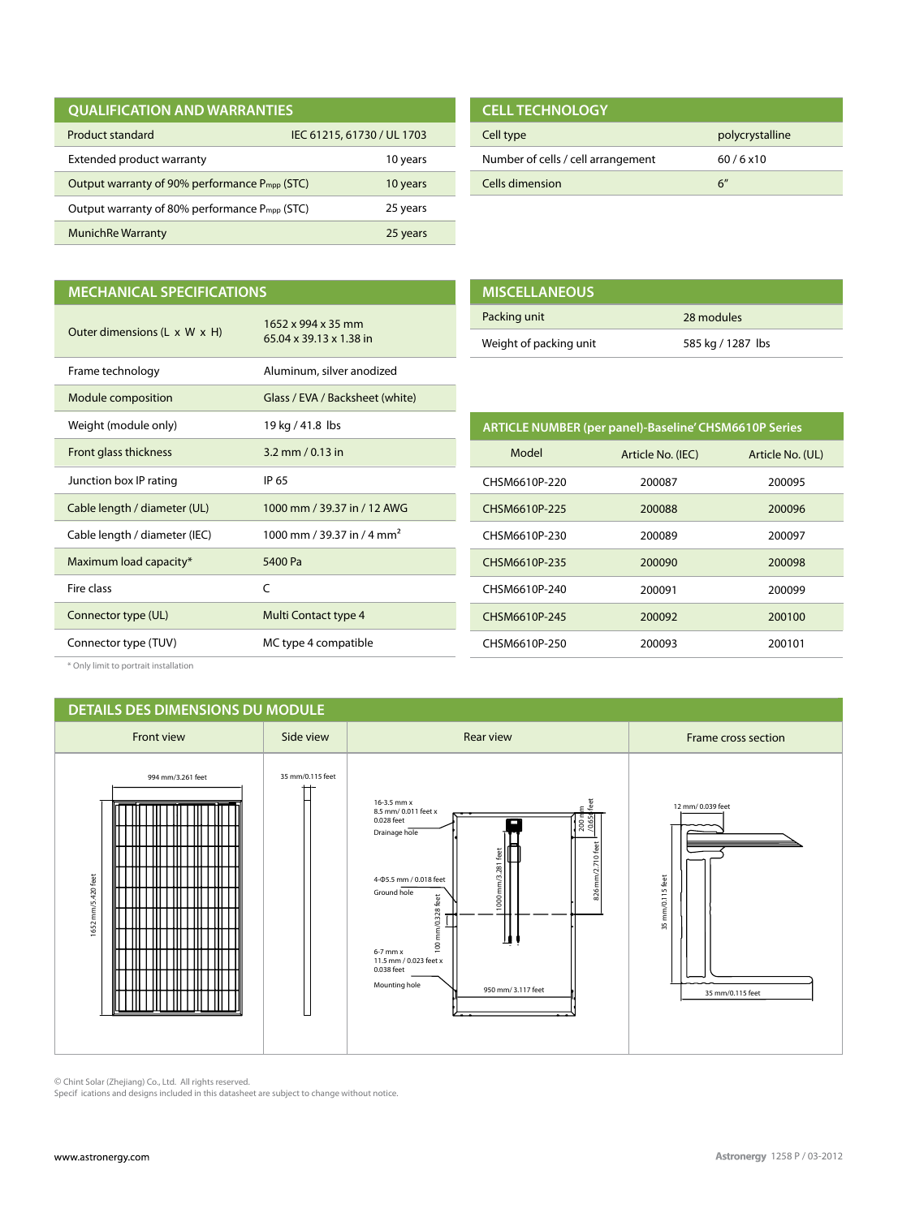## QUALIFICATION AND WARRANTIES

| | |
|---|---|
| Product standard | IEC 61215, 61730 / UL 1703 |
| Extended product warranty | 10 years |
| Output warranty of 90% performance $P_{mpp}$ (STC) | 10 years |
| Output warranty of 80% performance $P_{mpp}$ (STC) | 25 years |
| MunichRe Warranty | 25 years |

## CELL TECHNOLOGY

| | |
|---|---|
| Cell type | polycrystalline |
| Number of cells / cell arrangement | 60 / 6 x10 |
| Cells dimension | 6" |

## MECHANICAL SPECIFICATIONS

| | |
|---|---|
| Outer dimensions (L x W x H) | 1652 x 994 x 35 mm<br>65.04 x 39.13 x 1.38 in |
| Frame technology | Aluminum, silver anodized |
| Module composition | Glass / EVA / Backsheet (white) |
| Weight (module only) | 19 kg / 41.8 lbs |
| Front glass thickness | 3.2 mm / 0.13 in |
| Junction box IP rating | IP 65 |
| Cable length / diameter (UL) | 1000 mm / 39.37 in / 12 AWG |
| Cable length / diameter (IEC) | 1000 mm / 39.37 in / 4 mm² |
| Maximum load capacity* | 5400 Pa |
| Fire class | C |
| Connector type (UL) | Multi Contact type 4 |
| Connector type (TUV) | MC type 4 compatible |

* Only limit to portrait installation

## MISCELLANEOUS

| | |
|---|---|
| Packing unit | 28 modules |
| Weight of packing unit | 585 kg / 1287 lbs |

## ARTICLE NUMBER (per panel)-Baseline' CHSM6610P Series

| Model | Article No. (IEC) | Article No. (UL) |
|---|---|---|
| CHSM6610P-220 | 200087 | 200095 |
| CHSM6610P-225 | 200088 | 200096 |
| CHSM6610P-230 | 200089 | 200097 |
| CHSM6610P-235 | 200090 | 200098 |
| CHSM6610P-240 | 200091 | 200099 |
| CHSM6610P-245 | 200092 | 200100 |
| CHSM6610P-250 | 200093 | 200101 |

## DETAILS DES DIMENSIONS DU MODULE

Front view

994 mm/3.261 feet

1652 mm/5.420 feet

Side view

35 mm/0.115 feet

Rear view

16-3.5 mm x 8.5 mm/ 0.011 feet x 0.028 feet

Drainage hole

4-Φ5.5 mm / 0.018 feet

Ground hole

6-7 mm x 11.5 mm / 0.023 feet x 0.038 feet

Mounting hole

200 mm / 0.656 feet

826 mm/2.710 feet

1000 mm/3.281 feet

100 mm/0.328 feet

950 mm/ 3.117 feet

Frame cross section

12 mm/ 0.039 feet

35 mm/0.115 feet

35 mm/0.115 feet

© Chint Solar (Zhejiang) Co., Ltd. All rights reserved.
Specif ications and designs included in this datasheet are subject to change without notice.

www.astronergy.com

Astronergy 1258 P / 03-2012